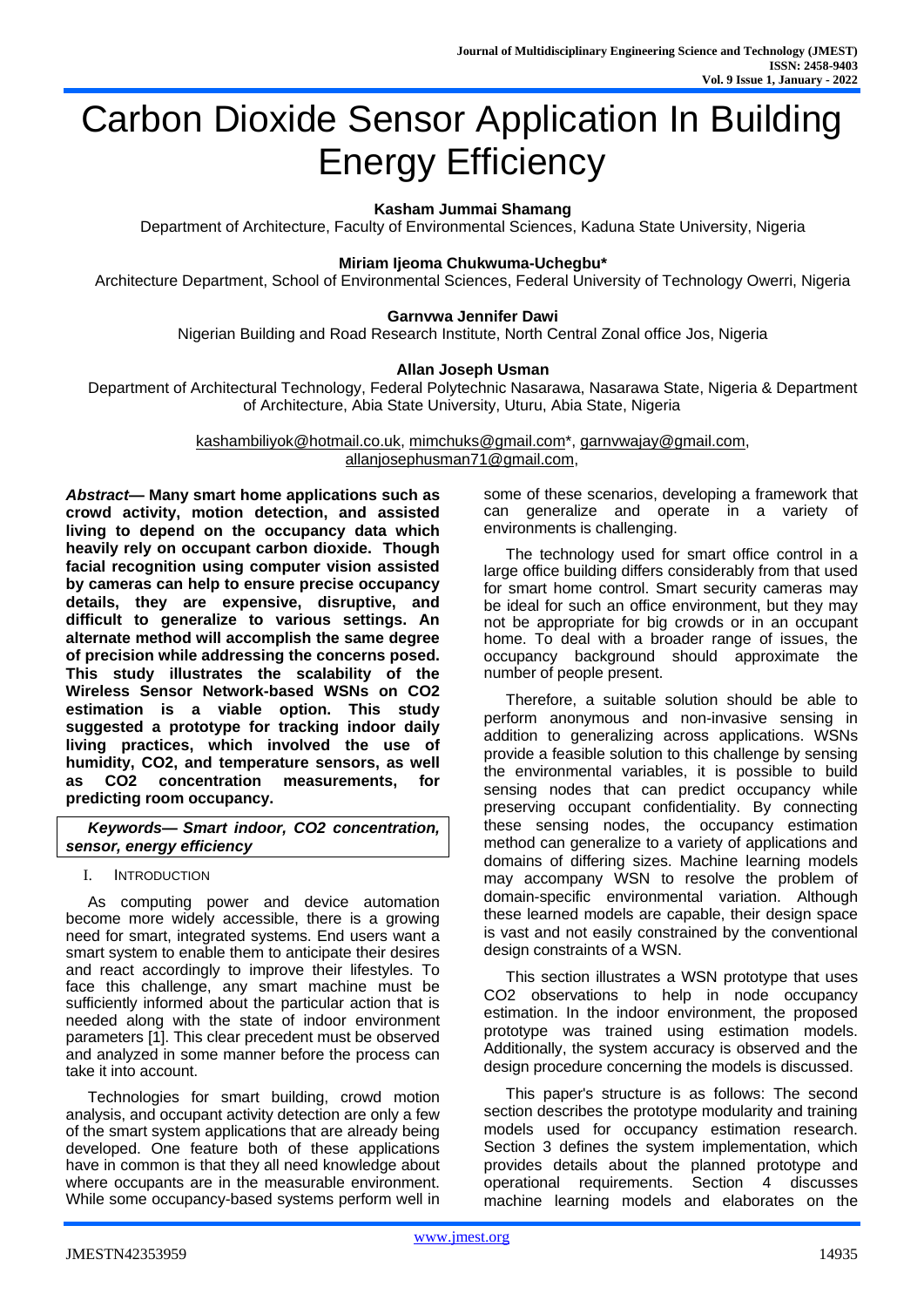# Carbon Dioxide Sensor Application In Building Energy Efficiency

**Kasham Jummai Shamang**
Department of Architecture, Faculty of Environmental Sciences, Kaduna State University, Nigeria

**Miriam Ijeoma Chukwuma-Uchegbu***
Architecture Department, School of Environmental Sciences, Federal University of Technology Owerri, Nigeria

**Garnvwa Jennifer Dawi**
Nigerian Building and Road Research Institute, North Central Zonal office Jos, Nigeria

**Allan Joseph Usman**
Department of Architectural Technology, Federal Polytechnic Nasarawa, Nasarawa State, Nigeria & Department of Architecture, Abia State University, Uturu, Abia State, Nigeria

kashambiliyok@hotmail.co.uk, mimchuks@gmail.com*, garnvwajay@gmail.com, allanjosephusman71@gmail.com,

***Abstract*— Many smart home applications such as crowd activity, motion detection, and assisted living to depend on the occupancy data which heavily rely on occupant carbon dioxide. Though facial recognition using computer vision assisted by cameras can help to ensure precise occupancy details, they are expensive, disruptive, and difficult to generalize to various settings. An alternate method will accomplish the same degree of precision while addressing the concerns posed. This study illustrates the scalability of the Wireless Sensor Network-based WSNs on CO2 estimation is a viable option. This study suggested a prototype for tracking indoor daily living practices, which involved the use of humidity, CO2, and temperature sensors, as well as CO2 concentration measurements, for predicting room occupancy.**

***Keywords— Smart indoor, CO2 concentration, sensor, energy efficiency***

## I. Introduction

As computing power and device automation become more widely accessible, there is a growing need for smart, integrated systems. End users want a smart system to enable them to anticipate their desires and react accordingly to improve their lifestyles. To face this challenge, any smart machine must be sufficiently informed about the particular action that is needed along with the state of indoor environment parameters [1]. This clear precedent must be observed and analyzed in some manner before the process can take it into account.

Technologies for smart building, crowd motion analysis, and occupant activity detection are only a few of the smart system applications that are already being developed. One feature both of these applications have in common is that they all need knowledge about where occupants are in the measurable environment. While some occupancy-based systems perform well in some of these scenarios, developing a framework that can generalize and operate in a variety of environments is challenging.

The technology used for smart office control in a large office building differs considerably from that used for smart home control. Smart security cameras may be ideal for such an office environment, but they may not be appropriate for big crowds or in an occupant home. To deal with a broader range of issues, the occupancy background should approximate the number of people present.

Therefore, a suitable solution should be able to perform anonymous and non-invasive sensing in addition to generalizing across applications. WSNs provide a feasible solution to this challenge by sensing the environmental variables, it is possible to build sensing nodes that can predict occupancy while preserving occupant confidentiality. By connecting these sensing nodes, the occupancy estimation method can generalize to a variety of applications and domains of differing sizes. Machine learning models may accompany WSN to resolve the problem of domain-specific environmental variation. Although these learned models are capable, their design space is vast and not easily constrained by the conventional design constraints of a WSN.

This section illustrates a WSN prototype that uses CO2 observations to help in node occupancy estimation. In the indoor environment, the proposed prototype was trained using estimation models. Additionally, the system accuracy is observed and the design procedure concerning the models is discussed.

This paper's structure is as follows: The second section describes the prototype modularity and training models used for occupancy estimation research. Section 3 defines the system implementation, which provides details about the planned prototype and operational requirements. Section 4 discusses machine learning models and elaborates on the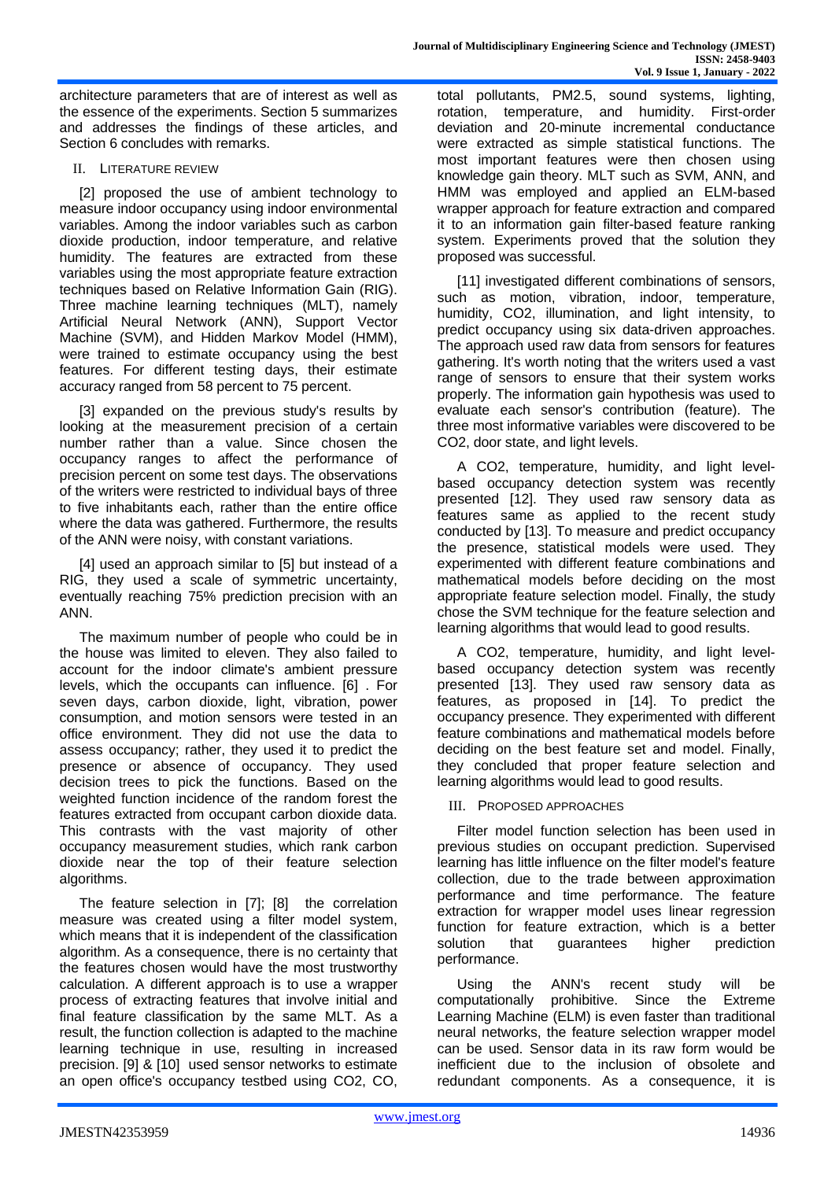architecture parameters that are of interest as well as the essence of the experiments. Section 5 summarizes and addresses the findings of these articles, and Section 6 concludes with remarks.

## II. Literature Review

[2] proposed the use of ambient technology to measure indoor occupancy using indoor environmental variables. Among the indoor variables such as carbon dioxide production, indoor temperature, and relative humidity. The features are extracted from these variables using the most appropriate feature extraction techniques based on Relative Information Gain (RIG). Three machine learning techniques (MLT), namely Artificial Neural Network (ANN), Support Vector Machine (SVM), and Hidden Markov Model (HMM), were trained to estimate occupancy using the best features. For different testing days, their estimate accuracy ranged from 58 percent to 75 percent.

[3] expanded on the previous study's results by looking at the measurement precision of a certain number rather than a value. Since chosen the occupancy ranges to affect the performance of precision percent on some test days. The observations of the writers were restricted to individual bays of three to five inhabitants each, rather than the entire office where the data was gathered. Furthermore, the results of the ANN were noisy, with constant variations.

[4] used an approach similar to [5] but instead of a RIG, they used a scale of symmetric uncertainty, eventually reaching 75% prediction precision with an ANN.

The maximum number of people who could be in the house was limited to eleven. They also failed to account for the indoor climate's ambient pressure levels, which the occupants can influence. [6] . For seven days, carbon dioxide, light, vibration, power consumption, and motion sensors were tested in an office environment. They did not use the data to assess occupancy; rather, they used it to predict the presence or absence of occupancy. They used decision trees to pick the functions. Based on the weighted function incidence of the random forest the features extracted from occupant carbon dioxide data. This contrasts with the vast majority of other occupancy measurement studies, which rank carbon dioxide near the top of their feature selection algorithms.

The feature selection in [7]; [8] the correlation measure was created using a filter model system, which means that it is independent of the classification algorithm. As a consequence, there is no certainty that the features chosen would have the most trustworthy calculation. A different approach is to use a wrapper process of extracting features that involve initial and final feature classification by the same MLT. As a result, the function collection is adapted to the machine learning technique in use, resulting in increased precision. [9] & [10] used sensor networks to estimate an open office's occupancy testbed using CO2, CO, total pollutants, PM2.5, sound systems, lighting, rotation, temperature, and humidity. First-order deviation and 20-minute incremental conductance were extracted as simple statistical functions. The most important features were then chosen using knowledge gain theory. MLT such as SVM, ANN, and HMM was employed and applied an ELM-based wrapper approach for feature extraction and compared it to an information gain filter-based feature ranking system. Experiments proved that the solution they proposed was successful.

[11] investigated different combinations of sensors, such as motion, vibration, indoor, temperature, humidity, CO2, illumination, and light intensity, to predict occupancy using six data-driven approaches. The approach used raw data from sensors for features gathering. It's worth noting that the writers used a vast range of sensors to ensure that their system works properly. The information gain hypothesis was used to evaluate each sensor's contribution (feature). The three most informative variables were discovered to be CO2, door state, and light levels.

A CO2, temperature, humidity, and light level-based occupancy detection system was recently presented [12]. They used raw sensory data as features same as applied to the recent study conducted by [13]. To measure and predict occupancy the presence, statistical models were used. They experimented with different feature combinations and mathematical models before deciding on the most appropriate feature selection model. Finally, the study chose the SVM technique for the feature selection and learning algorithms that would lead to good results.

A CO2, temperature, humidity, and light level-based occupancy detection system was recently presented [13]. They used raw sensory data as features, as proposed in [14]. To predict the occupancy presence. They experimented with different feature combinations and mathematical models before deciding on the best feature set and model. Finally, they concluded that proper feature selection and learning algorithms would lead to good results.

## III. Proposed Approaches

Filter model function selection has been used in previous studies on occupant prediction. Supervised learning has little influence on the filter model's feature collection, due to the trade between approximation performance and time performance. The feature extraction for wrapper model uses linear regression function for feature extraction, which is a better solution that guarantees higher prediction performance.

Using the ANN's recent study will be computationally prohibitive. Since the Extreme Learning Machine (ELM) is even faster than traditional neural networks, the feature selection wrapper model can be used. Sensor data in its raw form would be inefficient due to the inclusion of obsolete and redundant components. As a consequence, it is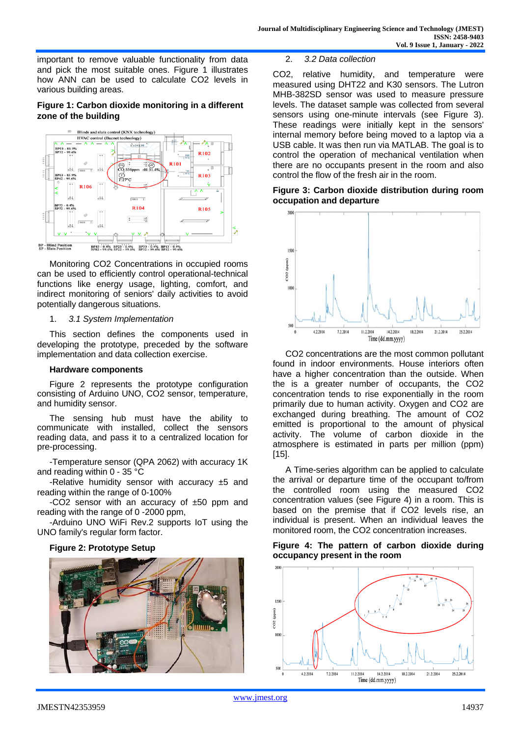important to remove valuable functionality from data and pick the most suitable ones. Figure 1 illustrates how ANN can be used to calculate CO2 levels in various building areas.

**Figure 1: Carbon dioxide monitoring in a different zone of the building**

Monitoring CO2 Concentrations in occupied rooms can be used to efficiently control operational-technical functions like energy usage, lighting, comfort, and indirect monitoring of seniors' daily activities to avoid potentially dangerous situations.

1. *3.1 System Implementation*

This section defines the components used in developing the prototype, preceded by the software implementation and data collection exercise.

**Hardware components**

Figure 2 represents the prototype configuration consisting of Arduino UNO, CO2 sensor, temperature, and humidity sensor.

The sensing hub must have the ability to communicate with installed, collect the sensors reading data, and pass it to a centralized location for pre-processing.

-Temperature sensor (QPA 2062) with accuracy 1K and reading within 0 - 35 °C

-Relative humidity sensor with accuracy ±5 and reading within the range of 0-100%

-CO2 sensor with an accuracy of ±50 ppm and reading within the range of 0 -2000 ppm,

-Arduino UNO WiFi Rev.2 supports IoT using the UNO family's regular form factor.

**Figure 2: Prototype Setup**

2. *3.2 Data collection*

CO2, relative humidity, and temperature were measured using DHT22 and K30 sensors. The Lutron MHB-382SD sensor was used to measure pressure levels. The dataset sample was collected from several sensors using one-minute intervals (see Figure 3). These readings were initially kept in the sensors' internal memory before being moved to a laptop via a USB cable. It was then run via MATLAB. The goal is to control the operation of mechanical ventilation when there are no occupants present in the room and also control the flow of the fresh air in the room.

**Figure 3: Carbon dioxide distribution during room occupation and departure**

CO2 concentrations are the most common pollutant found in indoor environments. House interiors often have a higher concentration than the outside. When the is a greater number of occupants, the CO2 concentration tends to rise exponentially in the room primarily due to human activity. Oxygen and CO2 are exchanged during breathing. The amount of CO2 emitted is proportional to the amount of physical activity. The volume of carbon dioxide in the atmosphere is estimated in parts per million (ppm) [15].

A Time-series algorithm can be applied to calculate the arrival or departure time of the occupant to/from the controlled room using the measured CO2 concentration values (see Figure 4) in a room. This is based on the premise that if CO2 levels rise, an individual is present. When an individual leaves the monitored room, the CO2 concentration increases.

**Figure 4: The pattern of carbon dioxide during occupancy present in the room**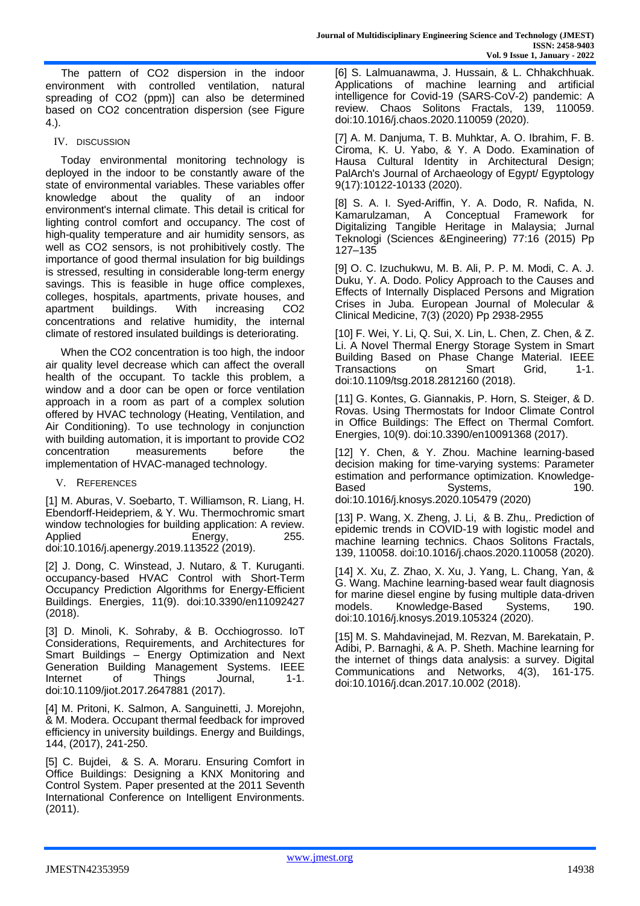The pattern of $CO_2$ dispersion in the indoor environment with controlled ventilation, natural spreading of $CO_2$ (ppm)] can also be determined based on $CO_2$ concentration dispersion (see Figure 4.).

## IV. DISCUSSION

Today environmental monitoring technology is deployed in the indoor to be constantly aware of the state of environmental variables. These variables offer knowledge about the quality of an indoor environment's internal climate. This detail is critical for lighting control comfort and occupancy. The cost of high-quality temperature and air humidity sensors, as well as $CO_2$ sensors, is not prohibitively costly. The importance of good thermal insulation for big buildings is stressed, resulting in considerable long-term energy savings. This is feasible in huge office complexes, colleges, hospitals, apartments, private houses, and apartment buildings. With increasing $CO_2$ concentrations and relative humidity, the internal climate of restored insulated buildings is deteriorating.

When the $CO_2$ concentration is too high, the indoor air quality level decrease which can affect the overall health of the occupant. To tackle this problem, a window and a door can be open or force ventilation approach in a room as part of a complex solution offered by HVAC technology (Heating, Ventilation, and Air Conditioning). To use technology in conjunction with building automation, it is important to provide $CO_2$ concentration measurements before the implementation of HVAC-managed technology.

## V. REFERENCES

[1] M. Aburas, V. Soebarto, T. Williamson, R. Liang, H. Ebendorff-Heidepriem, & Y. Wu. Thermochromic smart window technologies for building application: A review. Applied Energy, 255. doi:10.1016/j.apenergy.2019.113522 (2019).

[2] J. Dong, C. Winstead, J. Nutaro, & T. Kuruganti. occupancy-based HVAC Control with Short-Term Occupancy Prediction Algorithms for Energy-Efficient Buildings. Energies, 11(9). doi:10.3390/en11092427 (2018).

[3] D. Minoli, K. Sohraby, & B. Occhiogrosso. IoT Considerations, Requirements, and Architectures for Smart Buildings – Energy Optimization and Next Generation Building Management Systems. IEEE Internet of Things Journal, 1-1. doi:10.1109/jiot.2017.2647881 (2017).

[4] M. Pritoni, K. Salmon, A. Sanguinetti, J. Morejohn, & M. Modera. Occupant thermal feedback for improved efficiency in university buildings. Energy and Buildings, 144, (2017), 241-250.

[5] C. Bujdei, & S. A. Moraru. Ensuring Comfort in Office Buildings: Designing a KNX Monitoring and Control System. Paper presented at the 2011 Seventh International Conference on Intelligent Environments. (2011).

[6] S. Lalmuanawma, J. Hussain, & L. Chhakchhuak. Applications of machine learning and artificial intelligence for Covid-19 (SARS-CoV-2) pandemic: A review. Chaos Solitons Fractals, 139, 110059. doi:10.1016/j.chaos.2020.110059 (2020).

[7] A. M. Danjuma, T. B. Muhktar, A. O. Ibrahim, F. B. Ciroma, K. U. Yabo, & Y. A Dodo. Examination of Hausa Cultural Identity in Architectural Design; PalArch's Journal of Archaeology of Egypt/ Egyptology 9(17):10122-10133 (2020).

[8] S. A. I. Syed-Ariffin, Y. A. Dodo, R. Nafida, N. Kamarulzaman, A Conceptual Framework for Digitalizing Tangible Heritage in Malaysia; Jurnal Teknologi (Sciences &Engineering) 77:16 (2015) Pp 127–135

[9] O. C. Izuchukwu, M. B. Ali, P. P. M. Modi, C. A. J. Duku, Y. A. Dodo. Policy Approach to the Causes and Effects of Internally Displaced Persons and Migration Crises in Juba. European Journal of Molecular & Clinical Medicine, 7(3) (2020) Pp 2938-2955

[10] F. Wei, Y. Li, Q. Sui, X. Lin, L. Chen, Z. Chen, & Z. Li. A Novel Thermal Energy Storage System in Smart Building Based on Phase Change Material. IEEE Transactions on Smart Grid, 1-1. doi:10.1109/tsg.2018.2812160 (2018).

[11] G. Kontes, G. Giannakis, P. Horn, S. Steiger, & D. Rovas. Using Thermostats for Indoor Climate Control in Office Buildings: The Effect on Thermal Comfort. Energies, 10(9). doi:10.3390/en10091368 (2017).

[12] Y. Chen, & Y. Zhou. Machine learning-based decision making for time-varying systems: Parameter estimation and performance optimization. Knowledge-Based Systems, 190. doi:10.1016/j.knosys.2020.105479 (2020)

[13] P. Wang, X. Zheng, J. Li, & B. Zhu,. Prediction of epidemic trends in COVID-19 with logistic model and machine learning technics. Chaos Solitons Fractals, 139, 110058. doi:10.1016/j.chaos.2020.110058 (2020).

[14] X. Xu, Z. Zhao, X. Xu, J. Yang, L. Chang, Yan, & G. Wang. Machine learning-based wear fault diagnosis for marine diesel engine by fusing multiple data-driven models. Knowledge-Based Systems, 190. doi:10.1016/j.knosys.2019.105324 (2020).

[15] M. S. Mahdavinejad, M. Rezvan, M. Barekatain, P. Adibi, P. Barnaghi, & A. P. Sheth. Machine learning for the internet of things data analysis: a survey. Digital Communications and Networks, 4(3), 161-175. doi:10.1016/j.dcan.2017.10.002 (2018).